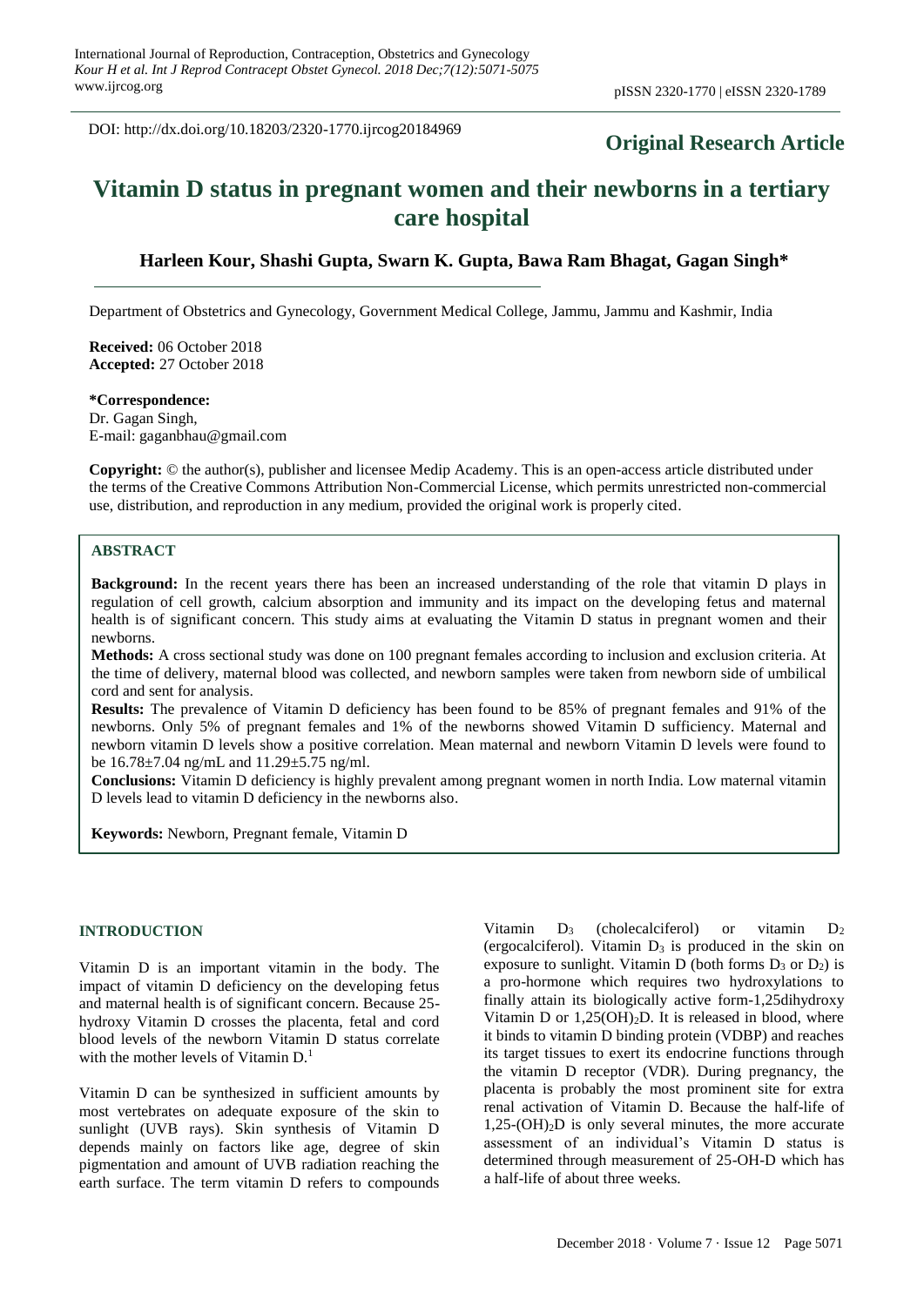DOI: http://dx.doi.org/10.18203/2320-1770.ijrcog20184969

**Original Research Article**

# Vitamin D status in pregnant women and their newborns in a tertiary care hospital

**Harleen Kour, Shashi Gupta, Swarn K. Gupta, Bawa Ram Bhagat, Gagan Singh***

Department of Obstetrics and Gynecology, Government Medical College, Jammu, Jammu and Kashmir, India

**Received:** 06 October 2018
**Accepted:** 27 October 2018

***Correspondence:**
Dr. Gagan Singh,
E-mail: gaganbhau@gmail.com

**Copyright:** © the author(s), publisher and licensee Medip Academy. This is an open-access article distributed under the terms of the Creative Commons Attribution Non-Commercial License, which permits unrestricted non-commercial use, distribution, and reproduction in any medium, provided the original work is properly cited.

## ABSTRACT

**Background:** In the recent years there has been an increased understanding of the role that vitamin D plays in regulation of cell growth, calcium absorption and immunity and its impact on the developing fetus and maternal health is of significant concern. This study aims at evaluating the Vitamin D status in pregnant women and their newborns.

**Methods:** A cross sectional study was done on 100 pregnant females according to inclusion and exclusion criteria. At the time of delivery, maternal blood was collected, and newborn samples were taken from newborn side of umbilical cord and sent for analysis.

**Results:** The prevalence of Vitamin D deficiency has been found to be 85% of pregnant females and 91% of the newborns. Only 5% of pregnant females and 1% of the newborns showed Vitamin D sufficiency. Maternal and newborn vitamin D levels show a positive correlation. Mean maternal and newborn Vitamin D levels were found to be 16.78±7.04 ng/mL and 11.29±5.75 ng/ml.

**Conclusions:** Vitamin D deficiency is highly prevalent among pregnant women in north India. Low maternal vitamin D levels lead to vitamin D deficiency in the newborns also.

**Keywords:** Newborn, Pregnant female, Vitamin D

## INTRODUCTION

Vitamin D is an important vitamin in the body. The impact of vitamin D deficiency on the developing fetus and maternal health is of significant concern. Because 25-hydroxy Vitamin D crosses the placenta, fetal and cord blood levels of the newborn Vitamin D status correlate with the mother levels of Vitamin D.[1]

Vitamin D can be synthesized in sufficient amounts by most vertebrates on adequate exposure of the skin to sunlight (UVB rays). Skin synthesis of Vitamin D depends mainly on factors like age, degree of skin pigmentation and amount of UVB radiation reaching the earth surface. The term vitamin D refers to compounds Vitamin $D_3$ (cholecalciferol) or vitamin $D_2$ (ergocalciferol). Vitamin $D_3$ is produced in the skin on exposure to sunlight. Vitamin D (both forms $D_3$ or $D_2$) is a pro-hormone which requires two hydroxylations to finally attain its biologically active form-1,25dihydroxy Vitamin D or $1,25(OH)_2D$. It is released in blood, where it binds to vitamin D binding protein (VDBP) and reaches its target tissues to exert its endocrine functions through the vitamin D receptor (VDR). During pregnancy, the placenta is probably the most prominent site for extra renal activation of Vitamin D. Because the half-life of $1,25\text{-}(OH)_2D$ is only several minutes, the more accurate assessment of an individual's Vitamin D status is determined through measurement of 25-OH-D which has a half-life of about three weeks.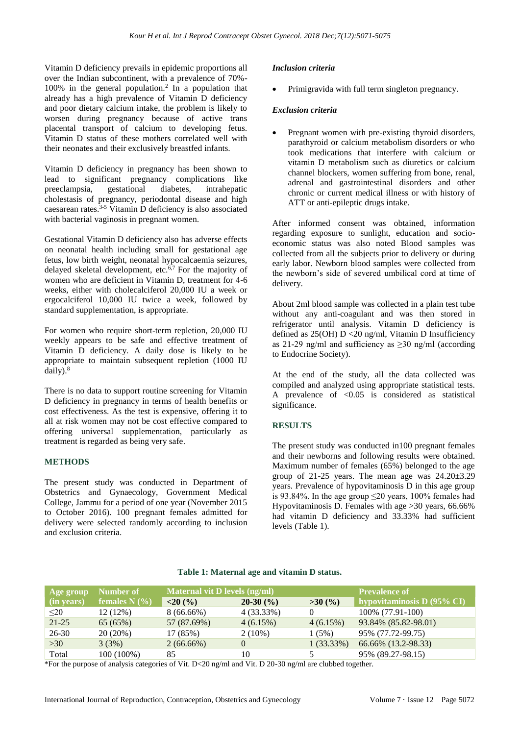Vitamin D deficiency prevails in epidemic proportions all over the Indian subcontinent, with a prevalence of 70%-100% in the general population.[2] In a population that already has a high prevalence of Vitamin D deficiency and poor dietary calcium intake, the problem is likely to worsen during pregnancy because of active trans placental transport of calcium to developing fetus. Vitamin D status of these mothers correlated well with their neonates and their exclusively breastfed infants.

Vitamin D deficiency in pregnancy has been shown to lead to significant pregnancy complications like preeclampsia, gestational diabetes, intrahepatic cholestasis of pregnancy, periodontal disease and high caesarean rates.[3-5] Vitamin D deficiency is also associated with bacterial vaginosis in pregnant women.

Gestational Vitamin D deficiency also has adverse effects on neonatal health including small for gestational age fetus, low birth weight, neonatal hypocalcaemia seizures, delayed skeletal development, etc.[6,7] For the majority of women who are deficient in Vitamin D, treatment for 4-6 weeks, either with cholecalciferol 20,000 IU a week or ergocalciferol 10,000 IU twice a week, followed by standard supplementation, is appropriate.

For women who require short-term repletion, 20,000 IU weekly appears to be safe and effective treatment of Vitamin D deficiency. A daily dose is likely to be appropriate to maintain subsequent repletion (1000 IU daily).[8]

There is no data to support routine screening for Vitamin D deficiency in pregnancy in terms of health benefits or cost effectiveness. As the test is expensive, offering it to all at risk women may not be cost effective compared to offering universal supplementation, particularly as treatment is regarded as being very safe.

## METHODS

The present study was conducted in Department of Obstetrics and Gynaecology, Government Medical College, Jammu for a period of one year (November 2015 to October 2016). 100 pregnant females admitted for delivery were selected randomly according to inclusion and exclusion criteria.

### *Inclusion criteria*

- Primigravida with full term singleton pregnancy.

### *Exclusion criteria*

- Pregnant women with pre-existing thyroid disorders, parathyroid or calcium metabolism disorders or who took medications that interfere with calcium or vitamin D metabolism such as diuretics or calcium channel blockers, women suffering from bone, renal, adrenal and gastrointestinal disorders and other chronic or current medical illness or with history of ATT or anti-epileptic drugs intake.

After informed consent was obtained, information regarding exposure to sunlight, education and socio-economic status was also noted Blood samples was collected from all the subjects prior to delivery or during early labor. Newborn blood samples were collected from the newborn's side of severed umbilical cord at time of delivery.

About 2ml blood sample was collected in a plain test tube without any anti-coagulant and was then stored in refrigerator until analysis. Vitamin D deficiency is defined as 25(OH) D <20 ng/ml, Vitamin D Insufficiency as 21-29 ng/ml and sufficiency as ≥30 ng/ml (according to Endocrine Society).

At the end of the study, all the data collected was compiled and analyzed using appropriate statistical tests. A prevalence of <0.05 is considered as statistical significance.

## RESULTS

The present study was conducted in100 pregnant females and their newborns and following results were obtained. Maximum number of females (65%) belonged to the age group of 21-25 years. The mean age was 24.20±3.29 years. Prevalence of hypovitaminosis D in this age group is 93.84%. In the age group ≤20 years, 100% females had Hypovitaminosis D. Females with age >30 years, 66.66% had vitamin D deficiency and 33.33% had sufficient levels (Table 1).

**Table 1: Maternal age and vitamin D status.**

| Age group (in years) | Number of females N (%) | Maternal vit D levels (ng/ml) | | | Prevalence of hypovitaminosis D (95% CI) |
|---|---|---|---|---|---|
| | | <20 (%) | 20-30 (%) | >30 (%) | |
| ≤20 | 12 (12%) | 8 (66.66%) | 4 (33.33%) | 0 | 100% (77.91-100) |
| 21-25 | 65 (65%) | 57 (87.69%) | 4 (6.15%) | 4 (6.15%) | 93.84% (85.82-98.01) |
| 26-30 | 20 (20%) | 17 (85%) | 2 (10%) | 1 (5%) | 95% (77.72-99.75) |
| >30 | 3 (3%) | 2 (66.66%) | 0 | 1 (33.33%) | 66.66% (13.2-98.33) |
| Total | 100 (100%) | 85 | 10 | 5 | 95% (89.27-98.15) |

*For the purpose of analysis categories of Vit. D<20 ng/ml and Vit. D 20-30 ng/ml are clubbed together.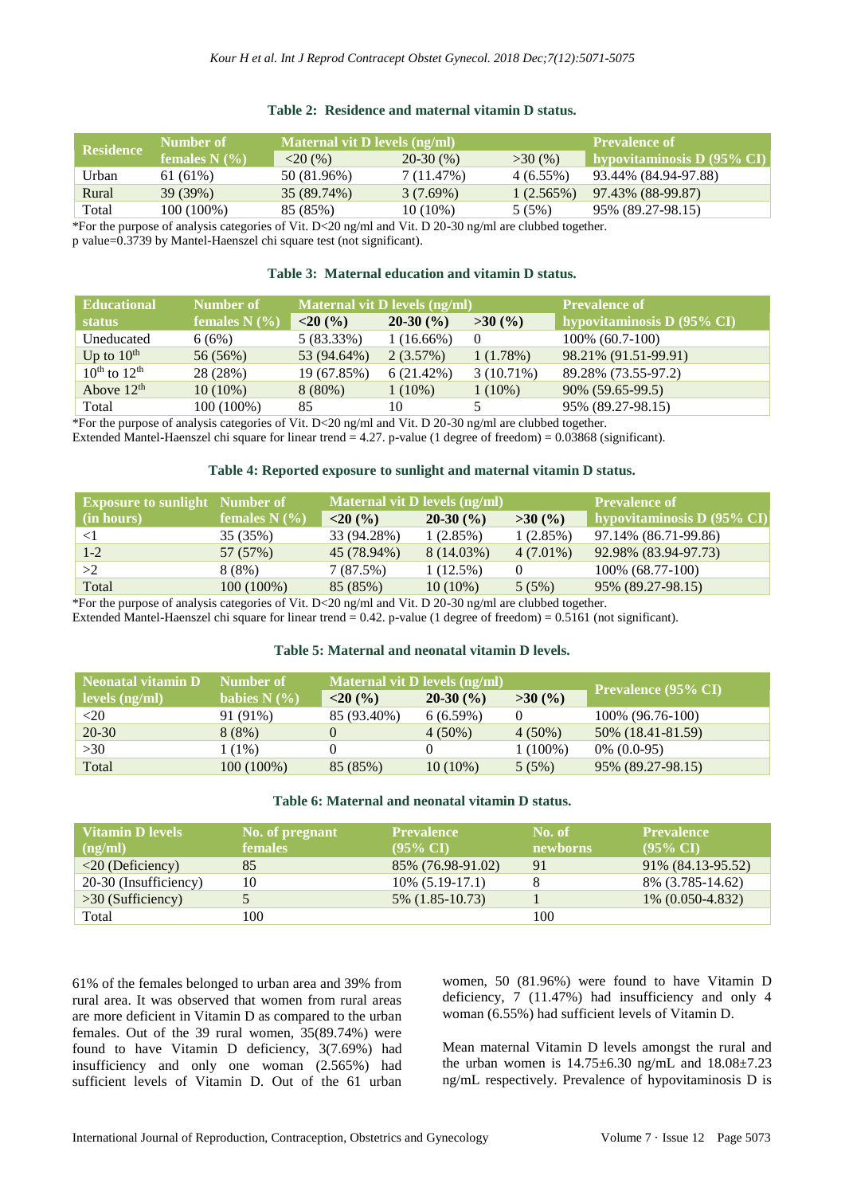**Table 2: Residence and maternal vitamin D status.**

| Residence | Number of females N (%) | Maternal vit D levels (ng/ml) | | | Prevalence of hypovitaminosis D (95% CI) |
|---|---|---|---|---|---|
| | | <20 (%) | 20-30 (%) | >30 (%) | |
| Urban | 61 (61%) | 50 (81.96%) | 7 (11.47%) | 4 (6.55%) | 93.44% (84.94-97.88) |
| Rural | 39 (39%) | 35 (89.74%) | 3 (7.69%) | 1 (2.565%) | 97.43% (88-99.87) |
| Total | 100 (100%) | 85 (85%) | 10 (10%) | 5 (5%) | 95% (89.27-98.15) |

*For the purpose of analysis categories of Vit. D<20 ng/ml and Vit. D 20-30 ng/ml are clubbed together.
p value=0.3739 by Mantel-Haenszel chi square test (not significant).

**Table 3: Maternal education and vitamin D status.**

| Educational status | Number of females N (%) | Maternal vit D levels (ng/ml) | | | Prevalence of hypovitaminosis D (95% CI) |
|---|---|---|---|---|---|
| | | <20 (%) | 20-30 (%) | >30 (%) | |
| Uneducated | 6 (6%) | 5 (83.33%) | 1 (16.66%) | 0 | 100% (60.7-100) |
| Up to $10^{th}$ | 56 (56%) | 53 (94.64%) | 2 (3.57%) | 1 (1.78%) | 98.21% (91.51-99.91) |
| $10^{th}$ to $12^{th}$ | 28 (28%) | 19 (67.85%) | 6 (21.42%) | 3 (10.71%) | 89.28% (73.55-97.2) |
| Above $12^{th}$ | 10 (10%) | 8 (80%) | 1 (10%) | 1 (10%) | 90% (59.65-99.5) |
| Total | 100 (100%) | 85 | 10 | 5 | 95% (89.27-98.15) |

*For the purpose of analysis categories of Vit. D<20 ng/ml and Vit. D 20-30 ng/ml are clubbed together.
Extended Mantel-Haenszel chi square for linear trend = 4.27. p-value (1 degree of freedom) = 0.03868 (significant).

**Table 4: Reported exposure to sunlight and maternal vitamin D status.**

| Exposure to sunlight (in hours) | Number of females N (%) | Maternal vit D levels (ng/ml) | | | Prevalence of hypovitaminosis D (95% CI) |
|---|---|---|---|---|---|
| | | <20 (%) | 20-30 (%) | >30 (%) | |
| <1 | 35 (35%) | 33 (94.28%) | 1 (2.85%) | 1 (2.85%) | 97.14% (86.71-99.86) |
| 1-2 | 57 (57%) | 45 (78.94%) | 8 (14.03%) | 4 (7.01%) | 92.98% (83.94-97.73) |
| >2 | 8 (8%) | 7 (87.5%) | 1 (12.5%) | 0 | 100% (68.77-100) |
| Total | 100 (100%) | 85 (85%) | 10 (10%) | 5 (5%) | 95% (89.27-98.15) |

*For the purpose of analysis categories of Vit. D<20 ng/ml and Vit. D 20-30 ng/ml are clubbed together.
Extended Mantel-Haenszel chi square for linear trend = 0.42. p-value (1 degree of freedom) = 0.5161 (not significant).

**Table 5: Maternal and neonatal vitamin D levels.**

| Neonatal vitamin D levels (ng/ml) | Number of babies N (%) | Maternal vit D levels (ng/ml) | | | Prevalence (95% CI) |
|---|---|---|---|---|---|
| | | <20 (%) | 20-30 (%) | >30 (%) | |
| <20 | 91 (91%) | 85 (93.40%) | 6 (6.59%) | 0 | 100% (96.76-100) |
| 20-30 | 8 (8%) | 0 | 4 (50%) | 4 (50%) | 50% (18.41-81.59) |
| >30 | 1 (1%) | 0 | 0 | 1 (100%) | 0% (0.0-95) |
| Total | 100 (100%) | 85 (85%) | 10 (10%) | 5 (5%) | 95% (89.27-98.15) |

**Table 6: Maternal and neonatal vitamin D status.**

| Vitamin D levels (ng/ml) | No. of pregnant females | Prevalence (95% CI) | No. of newborns | Prevalence (95% CI) |
|---|---|---|---|---|
| <20 (Deficiency) | 85 | 85% (76.98-91.02) | 91 | 91% (84.13-95.52) |
| 20-30 (Insufficiency) | 10 | 10% (5.19-17.1) | 8 | 8% (3.785-14.62) |
| >30 (Sufficiency) | 5 | 5% (1.85-10.73) | 1 | 1% (0.050-4.832) |
| Total | 100 | | 100 | |

61% of the females belonged to urban area and 39% from rural area. It was observed that women from rural areas are more deficient in Vitamin D as compared to the urban females. Out of the 39 rural women, 35(89.74%) were found to have Vitamin D deficiency, 3(7.69%) had insufficiency and only one woman (2.565%) had sufficient levels of Vitamin D. Out of the 61 urban women, 50 (81.96%) were found to have Vitamin D deficiency, 7 (11.47%) had insufficiency and only 4 woman (6.55%) had sufficient levels of Vitamin D.

Mean maternal Vitamin D levels amongst the rural and the urban women is 14.75±6.30 ng/mL and 18.08±7.23 ng/mL respectively. Prevalence of hypovitaminosis D is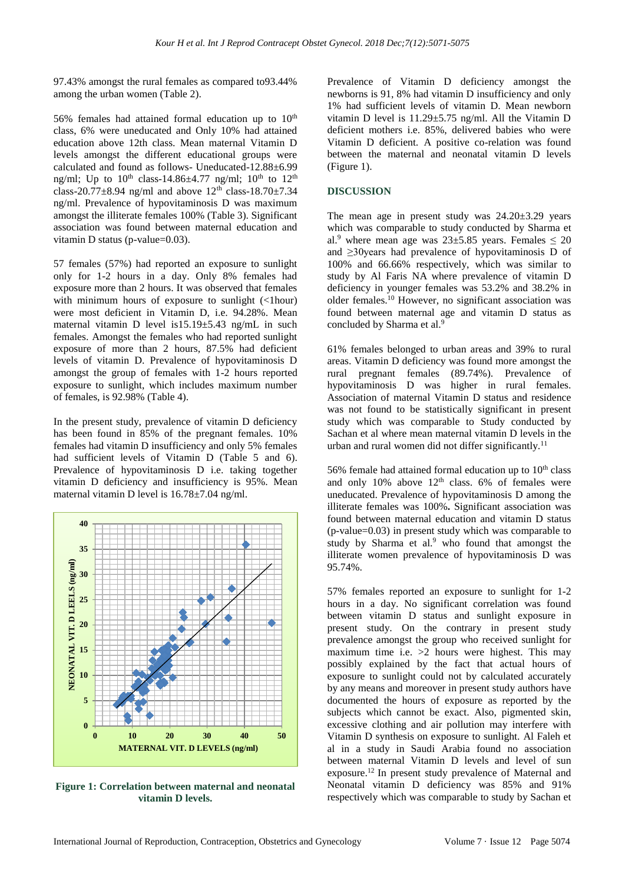97.43% amongst the rural females as compared to93.44% among the urban women (Table 2).

56% females had attained formal education up to 10[th] class, 6% were uneducated and Only 10% had attained education above 12th class. Mean maternal Vitamin D levels amongst the different educational groups were calculated and found as follows- Uneducated-12.88±6.99 ng/ml; Up to 10[th] class-14.86±4.77 ng/ml; 10[th] to 12[th] class-20.77±8.94 ng/ml and above 12[th] class-18.70±7.34 ng/ml. Prevalence of hypovitaminosis D was maximum amongst the illiterate females 100% (Table 3). Significant association was found between maternal education and vitamin D status (p-value=0.03).

57 females (57%) had reported an exposure to sunlight only for 1-2 hours in a day. Only 8% females had exposure more than 2 hours. It was observed that females with minimum hours of exposure to sunlight (<1hour) were most deficient in Vitamin D, i.e. 94.28%. Mean maternal vitamin D level is15.19±5.43 ng/mL in such females. Amongst the females who had reported sunlight exposure of more than 2 hours, 87.5% had deficient levels of vitamin D. Prevalence of hypovitaminosis D amongst the group of females with 1-2 hours reported exposure to sunlight, which includes maximum number of females, is 92.98% (Table 4).

In the present study, prevalence of vitamin D deficiency has been found in 85% of the pregnant females. 10% females had vitamin D insufficiency and only 5% females had sufficient levels of Vitamin D (Table 5 and 6). Prevalence of hypovitaminosis D i.e. taking together vitamin D deficiency and insufficiency is 95%. Mean maternal vitamin D level is 16.78±7.04 ng/ml.

**Figure 1: Correlation between maternal and neonatal vitamin D levels.**

Prevalence of Vitamin D deficiency amongst the newborns is 91, 8% had vitamin D insufficiency and only 1% had sufficient levels of vitamin D. Mean newborn vitamin D level is 11.29±5.75 ng/ml. All the Vitamin D deficient mothers i.e. 85%, delivered babies who were Vitamin D deficient. A positive co-relation was found between the maternal and neonatal vitamin D levels (Figure 1).

## DISCUSSION

The mean age in present study was 24.20±3.29 years which was comparable to study conducted by Sharma et al.[9] where mean age was 23±5.85 years. Females ≤ 20 and ≥30years had prevalence of hypovitaminosis D of 100% and 66.66% respectively, which was similar to study by Al Faris NA where prevalence of vitamin D deficiency in younger females was 53.2% and 38.2% in older females.[10] However, no significant association was found between maternal age and vitamin D status as concluded by Sharma et al.[9]

61% females belonged to urban areas and 39% to rural areas. Vitamin D deficiency was found more amongst the rural pregnant females (89.74%). Prevalence of hypovitaminosis D was higher in rural females. Association of maternal Vitamin D status and residence was not found to be statistically significant in present study which was comparable to Study conducted by Sachan et al where mean maternal vitamin D levels in the urban and rural women did not differ significantly.[11]

56% female had attained formal education up to 10[th] class and only 10% above 12[th] class. 6% of females were uneducated. Prevalence of hypovitaminosis D among the illiterate females was 100%**.** Significant association was found between maternal education and vitamin D status (p-value=0.03) in present study which was comparable to study by Sharma et al.[9] who found that amongst the illiterate women prevalence of hypovitaminosis D was 95.74%.

57% females reported an exposure to sunlight for 1-2 hours in a day. No significant correlation was found between vitamin D status and sunlight exposure in present study. On the contrary in present study prevalence amongst the group who received sunlight for maximum time i.e. >2 hours were highest. This may possibly explained by the fact that actual hours of exposure to sunlight could not by calculated accurately by any means and moreover in present study authors have documented the hours of exposure as reported by the subjects which cannot be exact. Also, pigmented skin, excessive clothing and air pollution may interfere with Vitamin D synthesis on exposure to sunlight. Al Faleh et al in a study in Saudi Arabia found no association between maternal Vitamin D levels and level of sun exposure.[12] In present study prevalence of Maternal and Neonatal vitamin D deficiency was 85% and 91% respectively which was comparable to study by Sachan et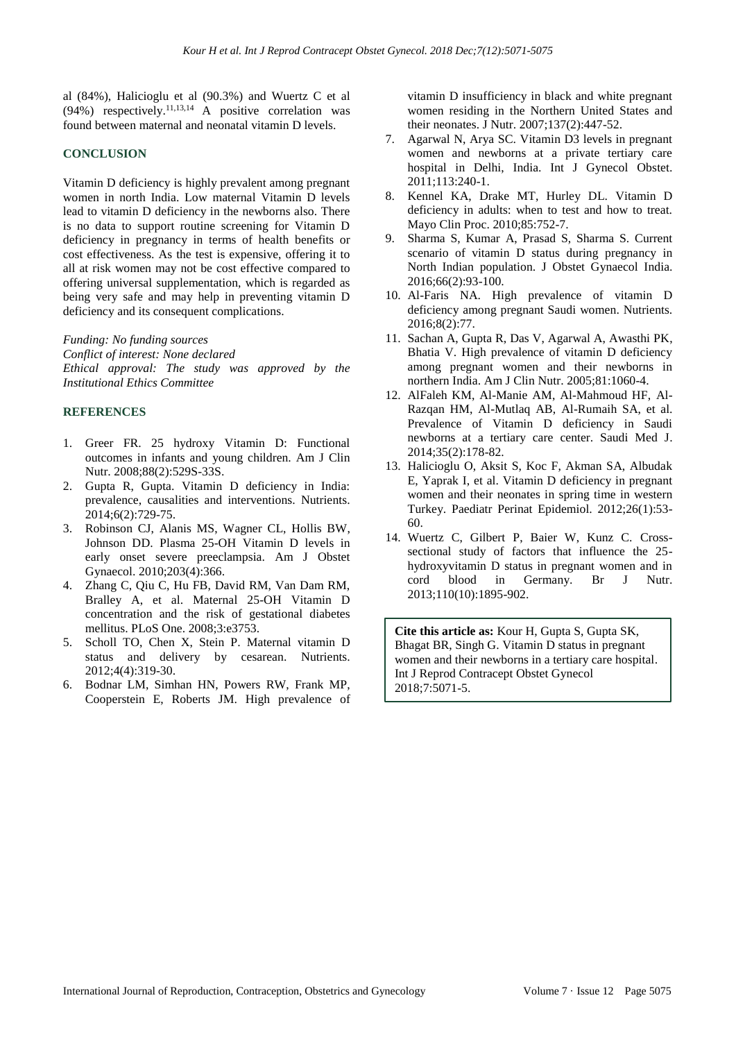al (84%), Halicioglu et al (90.3%) and Wuertz C et al (94%) respectively.[11,13,14] A positive correlation was found between maternal and neonatal vitamin D levels.

## CONCLUSION

Vitamin D deficiency is highly prevalent among pregnant women in north India. Low maternal Vitamin D levels lead to vitamin D deficiency in the newborns also. There is no data to support routine screening for Vitamin D deficiency in pregnancy in terms of health benefits or cost effectiveness. As the test is expensive, offering it to all at risk women may not be cost effective compared to offering universal supplementation, which is regarded as being very safe and may help in preventing vitamin D deficiency and its consequent complications.

*Funding: No funding sources*
*Conflict of interest: None declared*
*Ethical approval: The study was approved by the Institutional Ethics Committee*

## REFERENCES

1. Greer FR. 25 hydroxy Vitamin D: Functional outcomes in infants and young children. Am J Clin Nutr. 2008;88(2):529S-33S.
2. Gupta R, Gupta. Vitamin D deficiency in India: prevalence, causalities and interventions. Nutrients. 2014;6(2):729-75.
3. Robinson CJ, Alanis MS, Wagner CL, Hollis BW, Johnson DD. Plasma 25-OH Vitamin D levels in early onset severe preeclampsia. Am J Obstet Gynaecol. 2010;203(4):366.
4. Zhang C, Qiu C, Hu FB, David RM, Van Dam RM, Bralley A, et al. Maternal 25-OH Vitamin D concentration and the risk of gestational diabetes mellitus. PLoS One. 2008;3:e3753.
5. Scholl TO, Chen X, Stein P. Maternal vitamin D status and delivery by cesarean. Nutrients. 2012;4(4):319-30.
6. Bodnar LM, Simhan HN, Powers RW, Frank MP, Cooperstein E, Roberts JM. High prevalence of vitamin D insufficiency in black and white pregnant women residing in the Northern United States and their neonates. J Nutr. 2007;137(2):447-52.
7. Agarwal N, Arya SC. Vitamin D3 levels in pregnant women and newborns at a private tertiary care hospital in Delhi, India. Int J Gynecol Obstet. 2011;113:240-1.
8. Kennel KA, Drake MT, Hurley DL. Vitamin D deficiency in adults: when to test and how to treat. Mayo Clin Proc. 2010;85:752-7.
9. Sharma S, Kumar A, Prasad S, Sharma S. Current scenario of vitamin D status during pregnancy in North Indian population. J Obstet Gynaecol India. 2016;66(2):93-100.
10. Al-Faris NA. High prevalence of vitamin D deficiency among pregnant Saudi women. Nutrients. 2016;8(2):77.
11. Sachan A, Gupta R, Das V, Agarwal A, Awasthi PK, Bhatia V. High prevalence of vitamin D deficiency among pregnant women and their newborns in northern India. Am J Clin Nutr. 2005;81:1060-4.
12. AlFaleh KM, Al-Manie AM, Al-Mahmoud HF, Al-Razqan HM, Al-Mutlaq AB, Al-Rumaih SA, et al. Prevalence of Vitamin D deficiency in Saudi newborns at a tertiary care center. Saudi Med J. 2014;35(2):178-82.
13. Halicioglu O, Aksit S, Koc F, Akman SA, Albudak E, Yaprak I, et al. Vitamin D deficiency in pregnant women and their neonates in spring time in western Turkey. Paediatr Perinat Epidemiol. 2012;26(1):53-60.
14. Wuertz C, Gilbert P, Baier W, Kunz C. Cross-sectional study of factors that influence the 25-hydroxyvitamin D status in pregnant women and in cord blood in Germany. Br J Nutr. 2013;110(10):1895-902.

**Cite this article as:** Kour H, Gupta S, Gupta SK, Bhagat BR, Singh G. Vitamin D status in pregnant women and their newborns in a tertiary care hospital. Int J Reprod Contracept Obstet Gynecol 2018;7:5071-5.